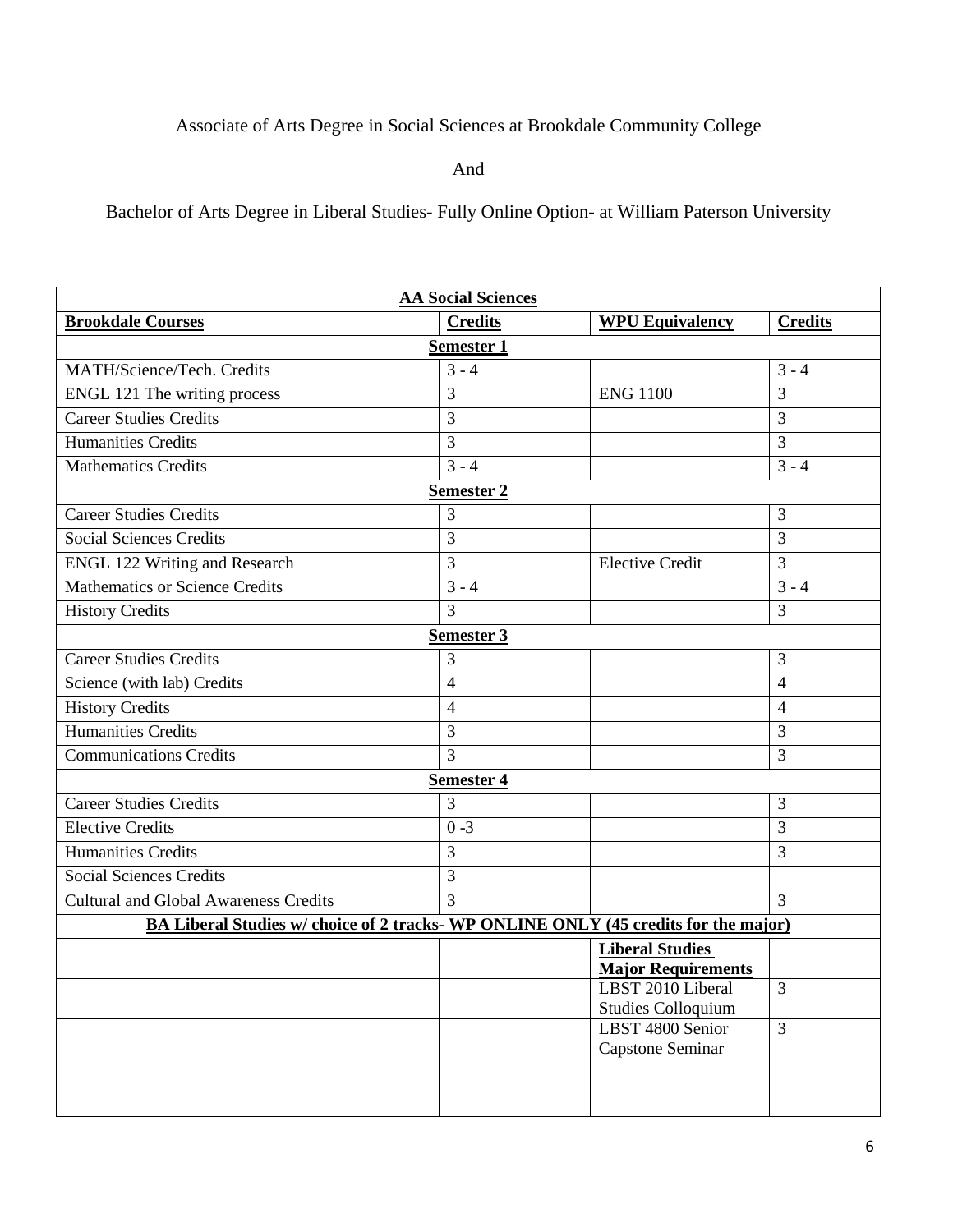Associate of Arts Degree in Social Sciences at Brookdale Community College

And

Bachelor of Arts Degree in Liberal Studies- Fully Online Option- at William Paterson University

| **AA Social Sciences** | | | |
|---|---|---|---|
| **Brookdale Courses** | **Credits** | **WPU Equivalency** | **Credits** |
| **Semester 1** | | | |
| MATH/Science/Tech. Credits | 3 - 4 | | 3 - 4 |
| ENGL 121 The writing process | 3 | ENG 1100 | 3 |
| Career Studies Credits | 3 | | 3 |
| Humanities Credits | 3 | | 3 |
| Mathematics Credits | 3 - 4 | | 3 - 4 |
| **Semester 2** | | | |
| Career Studies Credits | 3 | | 3 |
| Social Sciences Credits | 3 | | 3 |
| ENGL 122 Writing and Research | 3 | Elective Credit | 3 |
| Mathematics or Science Credits | 3 - 4 | | 3 - 4 |
| History Credits | 3 | | 3 |
| **Semester 3** | | | |
| Career Studies Credits | 3 | | 3 |
| Science (with lab) Credits | 4 | | 4 |
| History Credits | 4 | | 4 |
| Humanities Credits | 3 | | 3 |
| Communications Credits | 3 | | 3 |
| **Semester 4** | | | |
| Career Studies Credits | 3 | | 3 |
| Elective Credits | 0 -3 | | 3 |
| Humanities Credits | 3 | | 3 |
| Social Sciences Credits | 3 | | |
| Cultural and Global Awareness Credits | 3 | | 3 |
| **BA Liberal Studies w/ choice of 2 tracks- WP ONLINE ONLY (45 credits for the major)** | | | |
| | | **Liberal Studies Major Requirements** | |
| | | LBST 2010 Liberal Studies Colloquium | 3 |
| | | LBST 4800 Senior Capstone Seminar | 3 |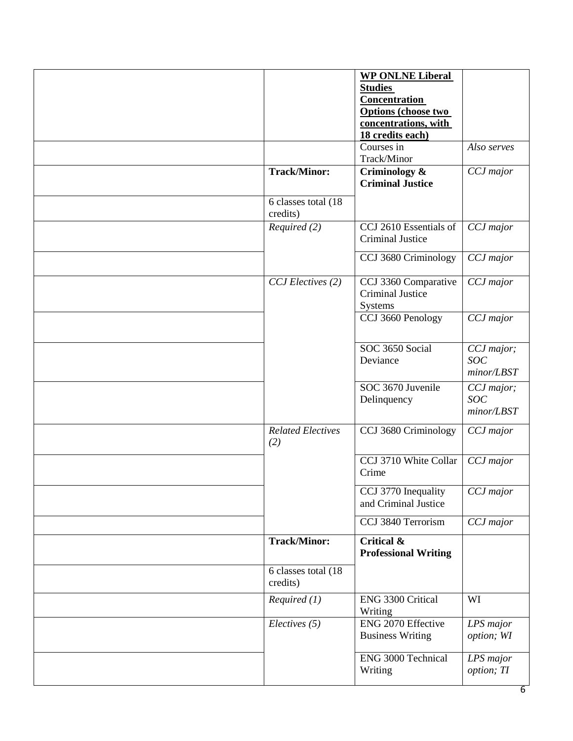| | | **WP ONLNE Liberal Studies Concentration Options (choose two concentrations, with 18 credits each)** | |
|---|---|---|---|
| | | Courses in Track/Minor | *Also serves* |
| | **Track/Minor:** | **Criminology & Criminal Justice** | *CCJ major* |
| | 6 classes total (18 credits) | | |
| | *Required (2)* | CCJ 2610 Essentials of Criminal Justice | *CCJ major* |
| | | CCJ 3680 Criminology | *CCJ major* |
| | *CCJ Electives (2)* | CCJ 3360 Comparative Criminal Justice Systems | *CCJ major* |
| | | CCJ 3660 Penology | *CCJ major* |
| | | SOC 3650 Social Deviance | *CCJ major; SOC minor/LBST* |
| | | SOC 3670 Juvenile Delinquency | *CCJ major; SOC minor/LBST* |
| | *Related Electives (2)* | CCJ 3680 Criminology | *CCJ major* |
| | | CCJ 3710 White Collar Crime | *CCJ major* |
| | | CCJ 3770 Inequality and Criminal Justice | *CCJ major* |
| | | CCJ 3840 Terrorism | *CCJ major* |
| | **Track/Minor:** | **Critical & Professional Writing** | |
| | 6 classes total (18 credits) | | |
| | *Required (1)* | ENG 3300 Critical Writing | WI |
| | *Electives (5)* | ENG 2070 Effective Business Writing | *LPS major option; WI* |
| | | ENG 3000 Technical Writing | *LPS major option; TI* |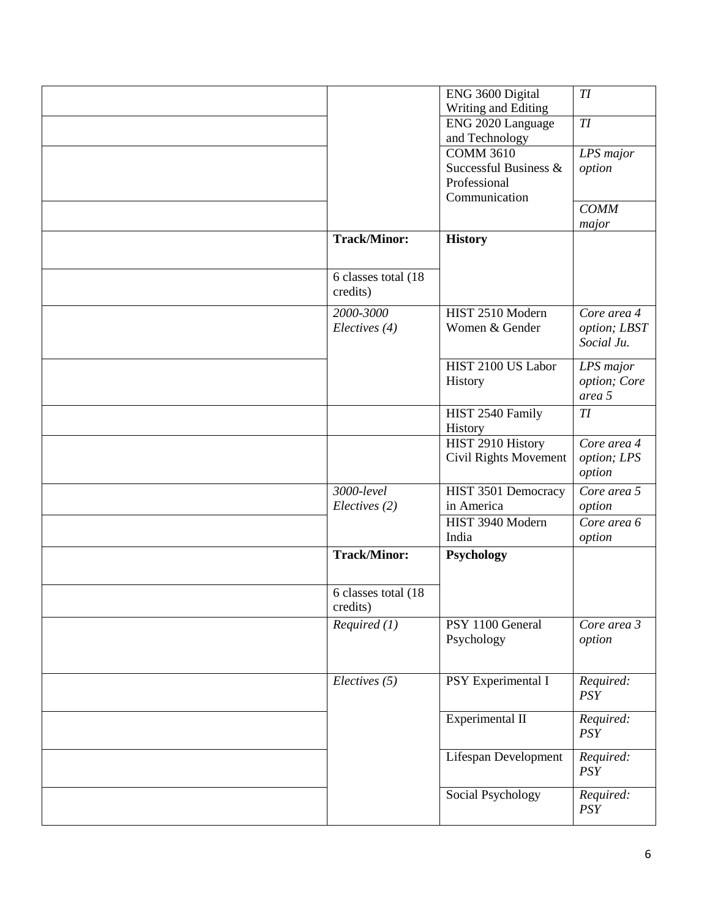| | | | |
|---|---|---|---|
| | | ENG 3600 Digital Writing and Editing | *TI* |
| | | ENG 2020 Language and Technology | *TI* |
| | | COMM 3610 Successful Business & Professional Communication | *LPS major option* |
| | | | *COMM major* |
| | **Track/Minor:** | **History** | |
| | 6 classes total (18 credits) | | |
| | *2000-3000 Electives (4)* | HIST 2510 Modern Women & Gender | *Core area 4 option; LBST Social Ju.* |
| | | HIST 2100 US Labor History | *LPS major option; Core area 5* |
| | | HIST 2540 Family History | *TI* |
| | | HIST 2910 History Civil Rights Movement | *Core area 4 option; LPS option* |
| | *3000-level Electives (2)* | HIST 3501 Democracy in America | *Core area 5 option* |
| | | HIST 3940 Modern India | *Core area 6 option* |
| | **Track/Minor:** | **Psychology** | |
| | 6 classes total (18 credits) | | |
| | *Required (1)* | PSY 1100 General Psychology | *Core area 3 option* |
| | *Electives (5)* | PSY Experimental I | *Required: PSY* |
| | | Experimental II | *Required: PSY* |
| | | Lifespan Development | *Required: PSY* |
| | | Social Psychology | *Required: PSY* |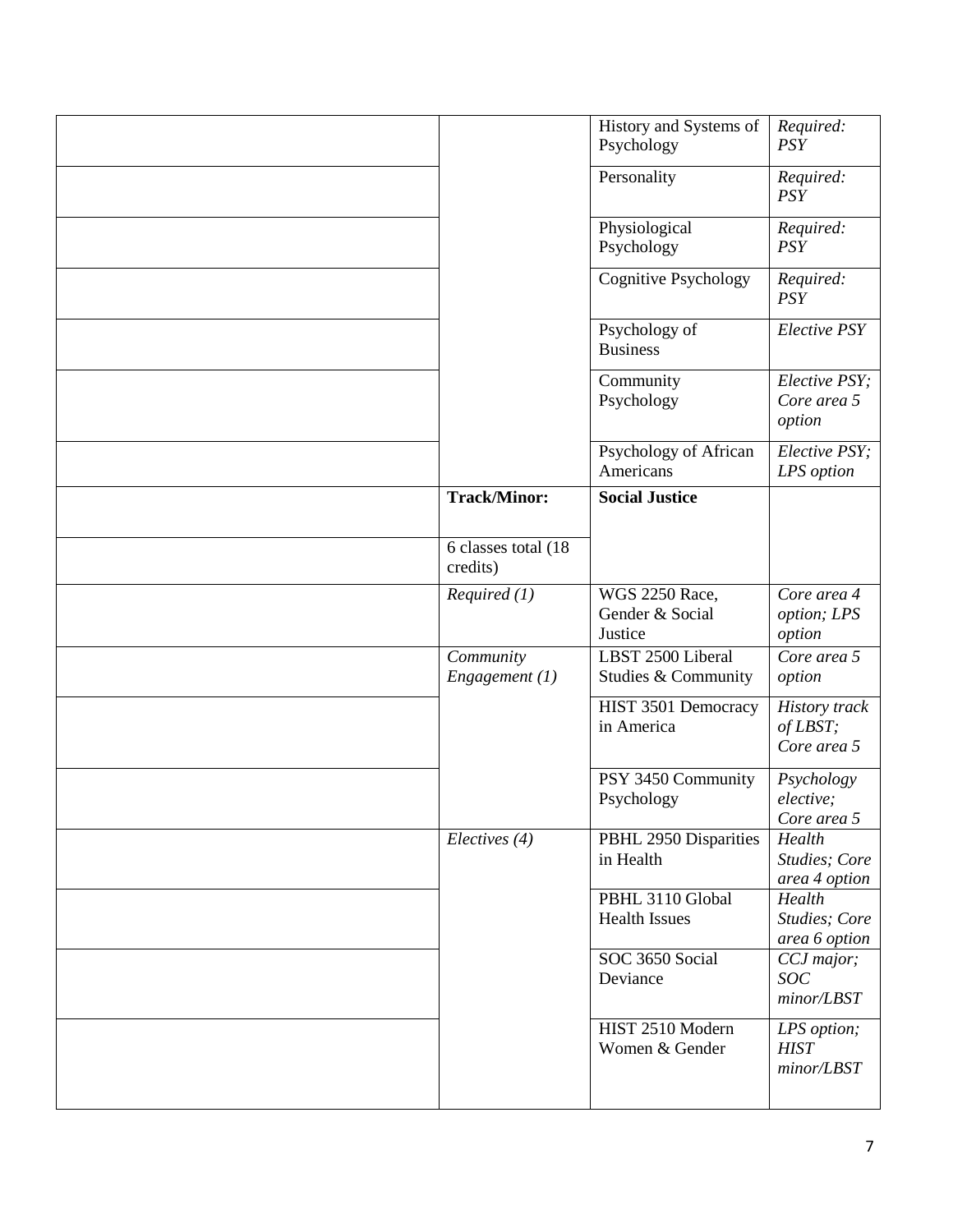| | | | |
|---|---|---|---|
| | | History and Systems of Psychology | *Required: PSY* |
| | | Personality | *Required: PSY* |
| | | Physiological Psychology | *Required: PSY* |
| | | Cognitive Psychology | *Required: PSY* |
| | | Psychology of Business | *Elective PSY* |
| | | Community Psychology | *Elective PSY; Core area 5 option* |
| | | Psychology of African Americans | *Elective PSY; LPS option* |
| | **Track/Minor:** | **Social Justice** | |
| | 6 classes total (18 credits) | | |
| | *Required (1)* | WGS 2250 Race, Gender & Social Justice | *Core area 4 option; LPS option* |
| | *Community Engagement (1)* | LBST 2500 Liberal Studies & Community | *Core area 5 option* |
| | | HIST 3501 Democracy in America | *History track of LBST; Core area 5* |
| | | PSY 3450 Community Psychology | *Psychology elective; Core area 5* |
| | *Electives (4)* | PBHL 2950 Disparities in Health | *Health Studies; Core area 4 option* |
| | | PBHL 3110 Global Health Issues | *Health Studies; Core area 6 option* |
| | | SOC 3650 Social Deviance | *CCJ major; SOC minor/LBST* |
| | | HIST 2510 Modern Women & Gender | *LPS option; HIST minor/LBST* |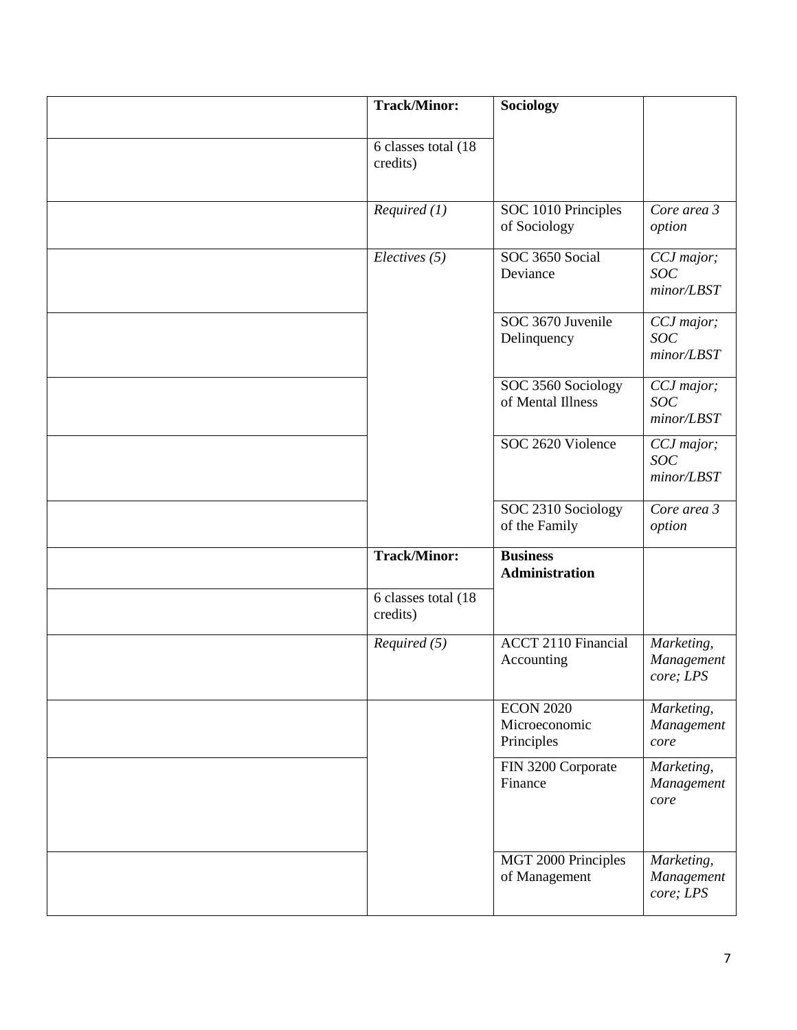| | | | |
|---|---|---|---|
| | **Track/Minor:** | **Sociology** | |
| | 6 classes total (18 credits) | | |
| | *Required (1)* | SOC 1010 Principles of Sociology | *Core area 3 option* |
| | *Electives (5)* | SOC 3650 Social Deviance | *CCJ major; SOC minor/LBST* |
| | | SOC 3670 Juvenile Delinquency | *CCJ major; SOC minor/LBST* |
| | | SOC 3560 Sociology of Mental Illness | *CCJ major; SOC minor/LBST* |
| | | SOC 2620 Violence | *CCJ major; SOC minor/LBST* |
| | | SOC 2310 Sociology of the Family | *Core area 3 option* |
| | **Track/Minor:** | **Business Administration** | |
| | 6 classes total (18 credits) | | |
| | *Required (5)* | ACCT 2110 Financial Accounting | *Marketing, Management core; LPS* |
| | | ECON 2020 Microeconomic Principles | *Marketing, Management core* |
| | | FIN 3200 Corporate Finance | *Marketing, Management core* |
| | | MGT 2000 Principles of Management | *Marketing, Management core; LPS* |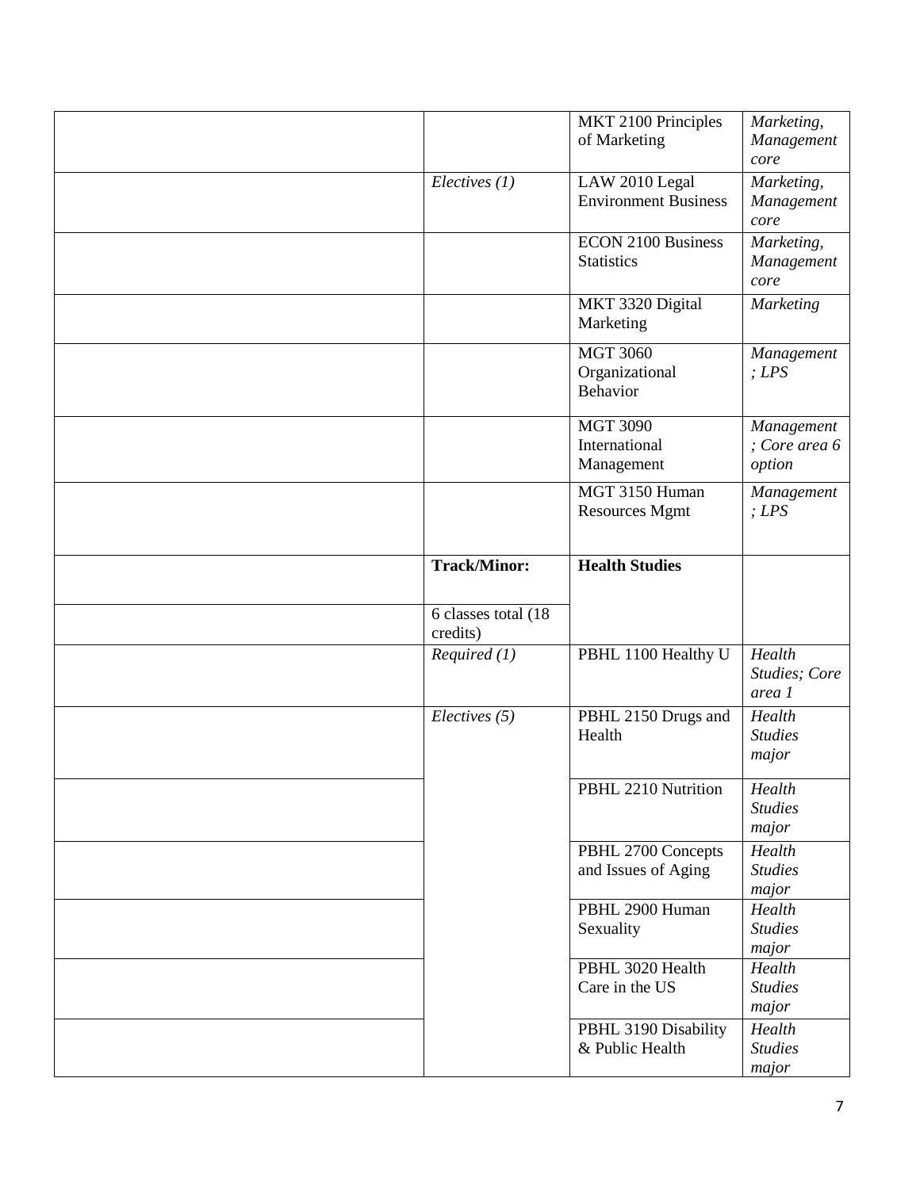| | | | |
|---|---|---|---|
| | | MKT 2100 Principles of Marketing | *Marketing, Management core* |
| | *Electives (1)* | LAW 2010 Legal Environment Business | *Marketing, Management core* |
| | | ECON 2100 Business Statistics | *Marketing, Management core* |
| | | MKT 3320 Digital Marketing | *Marketing* |
| | | MGT 3060 Organizational Behavior | *Management ; LPS* |
| | | MGT 3090 International Management | *Management ; Core area 6 option* |
| | | MGT 3150 Human Resources Mgmt | *Management ; LPS* |
| | **Track/Minor:** | **Health Studies** | |
| | 6 classes total (18 credits) | | |
| | *Required (1)* | PBHL 1100 Healthy U | *Health Studies; Core area 1* |
| | *Electives (5)* | PBHL 2150 Drugs and Health | *Health Studies major* |
| | | PBHL 2210 Nutrition | *Health Studies major* |
| | | PBHL 2700 Concepts and Issues of Aging | *Health Studies major* |
| | | PBHL 2900 Human Sexuality | *Health Studies major* |
| | | PBHL 3020 Health Care in the US | *Health Studies major* |
| | | PBHL 3190 Disability & Public Health | *Health Studies major* |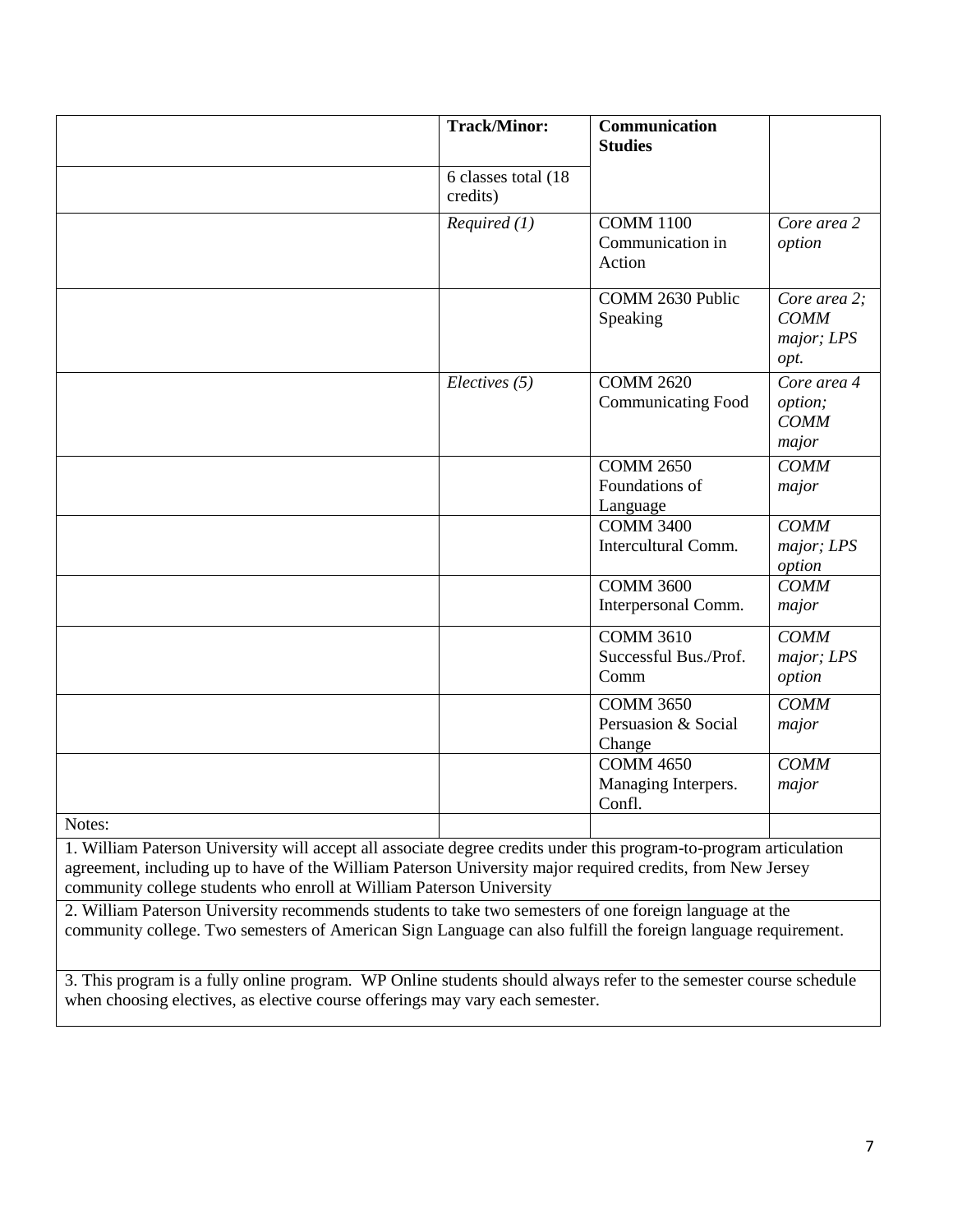| | Track/Minor: | Communication Studies | |
|---|---|---|---|
| | 6 classes total (18 credits) | | |
| | *Required (1)* | COMM 1100 Communication in Action | *Core area 2 option* |
| | | COMM 2630 Public Speaking | *Core area 2; COMM major; LPS opt.* |
| | *Electives (5)* | COMM 2620 Communicating Food | *Core area 4 option; COMM major* |
| | | COMM 2650 Foundations of Language | *COMM major* |
| | | COMM 3400 Intercultural Comm. | *COMM major; LPS option* |
| | | COMM 3600 Interpersonal Comm. | *COMM major* |
| | | COMM 3610 Successful Bus./Prof. Comm | *COMM major; LPS option* |
| | | COMM 3650 Persuasion & Social Change | *COMM major* |
| | | COMM 4650 Managing Interpers. Confl. | *COMM major* |
| Notes: | | | |

1. William Paterson University will accept all associate degree credits under this program-to-program articulation agreement, including up to have of the William Paterson University major required credits, from New Jersey community college students who enroll at William Paterson University

2. William Paterson University recommends students to take two semesters of one foreign language at the community college. Two semesters of American Sign Language can also fulfill the foreign language requirement.

3. This program is a fully online program. WP Online students should always refer to the semester course schedule when choosing electives, as elective course offerings may vary each semester.